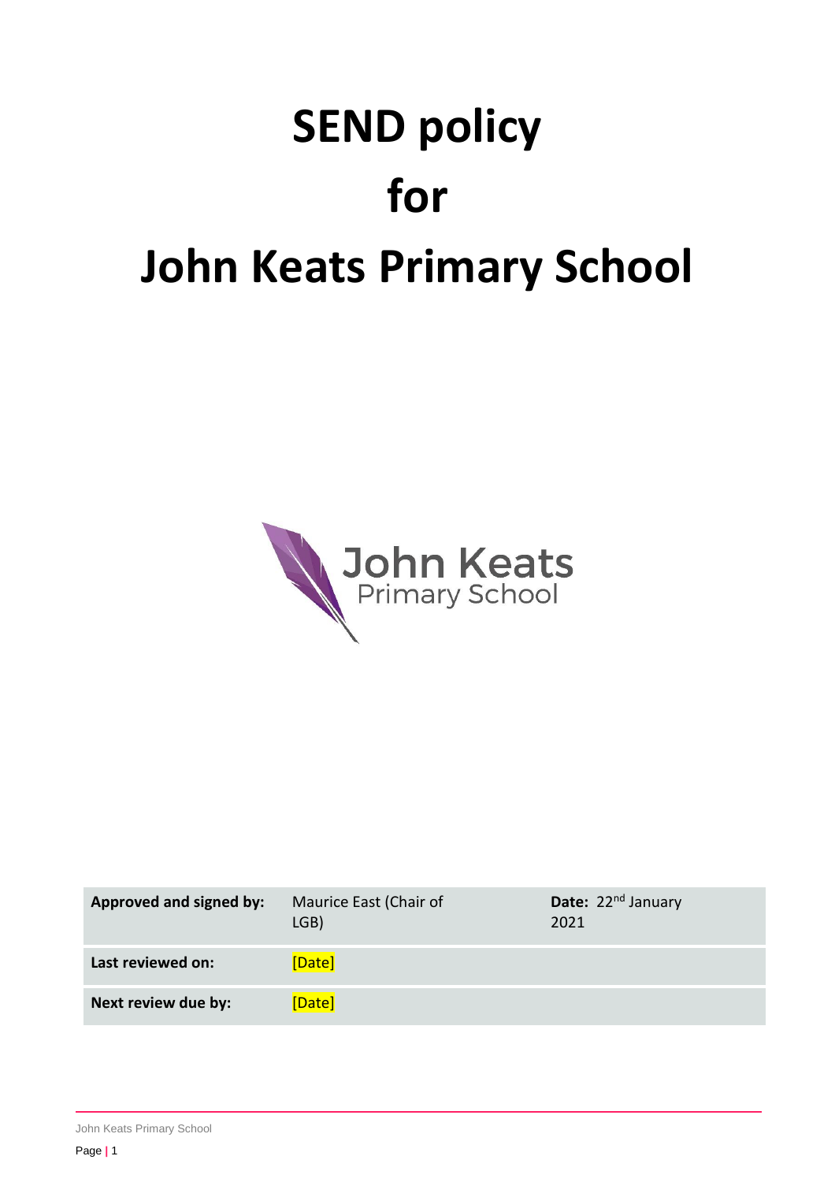# SEND policy for John Keats Primary School

| Approved and signed by: | Maurice East (Chair of LGB) | Date: 22nd January 2021 |
| --- | --- | --- |
| Last reviewed on: | [Date] | |
| Next review due by: | [Date] | |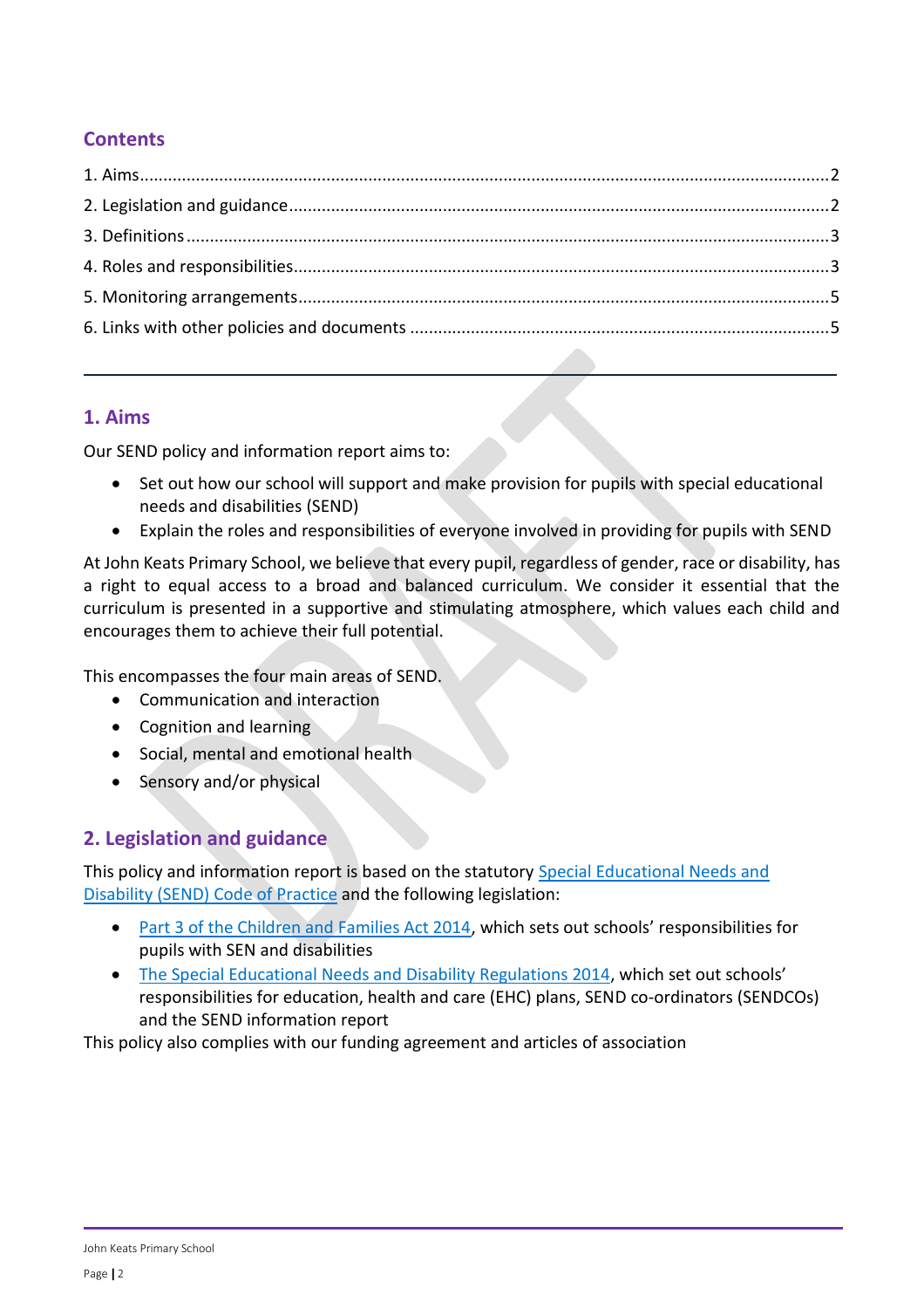## Contents

1. Aims.....2
2. Legislation and guidance.....2
3. Definitions.....3
4. Roles and responsibilities.....3
5. Monitoring arrangements.....5
6. Links with other policies and documents.....5

---

## 1. Aims

Our SEND policy and information report aims to:

- Set out how our school will support and make provision for pupils with special educational needs and disabilities (SEND)
- Explain the roles and responsibilities of everyone involved in providing for pupils with SEND

At John Keats Primary School, we believe that every pupil, regardless of gender, race or disability, has a right to equal access to a broad and balanced curriculum. We consider it essential that the curriculum is presented in a supportive and stimulating atmosphere, which values each child and encourages them to achieve their full potential.

This encompasses the four main areas of SEND.

- Communication and interaction
- Cognition and learning
- Social, mental and emotional health
- Sensory and/or physical

## 2. Legislation and guidance

This policy and information report is based on the statutory [Special Educational Needs and Disability (SEND) Code of Practice] and the following legislation:

- [Part 3 of the Children and Families Act 2014], which sets out schools' responsibilities for pupils with SEN and disabilities
- [The Special Educational Needs and Disability Regulations 2014], which set out schools' responsibilities for education, health and care (EHC) plans, SEND co-ordinators (SENDCOs) and the SEND information report

This policy also complies with our funding agreement and articles of association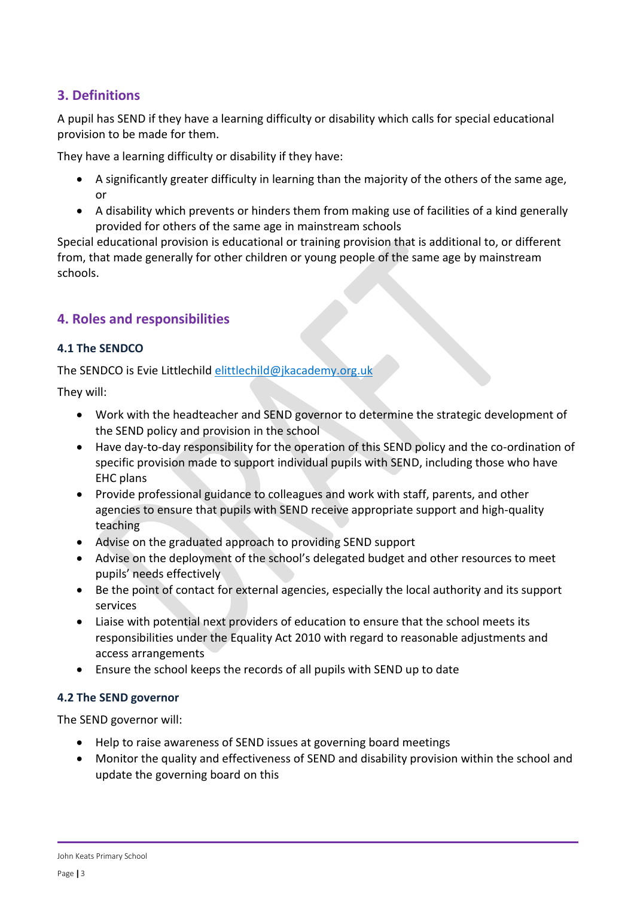## 3. Definitions

A pupil has SEND if they have a learning difficulty or disability which calls for special educational provision to be made for them.

They have a learning difficulty or disability if they have:

- A significantly greater difficulty in learning than the majority of the others of the same age, or
- A disability which prevents or hinders them from making use of facilities of a kind generally provided for others of the same age in mainstream schools

Special educational provision is educational or training provision that is additional to, or different from, that made generally for other children or young people of the same age by mainstream schools.

## 4. Roles and responsibilities

### 4.1 The SENDCO

The SENDCO is Evie Littlechild elittlechild@jkacademy.org.uk

They will:

- Work with the headteacher and SEND governor to determine the strategic development of the SEND policy and provision in the school
- Have day-to-day responsibility for the operation of this SEND policy and the co-ordination of specific provision made to support individual pupils with SEND, including those who have EHC plans
- Provide professional guidance to colleagues and work with staff, parents, and other agencies to ensure that pupils with SEND receive appropriate support and high-quality teaching
- Advise on the graduated approach to providing SEND support
- Advise on the deployment of the school's delegated budget and other resources to meet pupils' needs effectively
- Be the point of contact for external agencies, especially the local authority and its support services
- Liaise with potential next providers of education to ensure that the school meets its responsibilities under the Equality Act 2010 with regard to reasonable adjustments and access arrangements
- Ensure the school keeps the records of all pupils with SEND up to date

### 4.2 The SEND governor

The SEND governor will:

- Help to raise awareness of SEND issues at governing board meetings
- Monitor the quality and effectiveness of SEND and disability provision within the school and update the governing board on this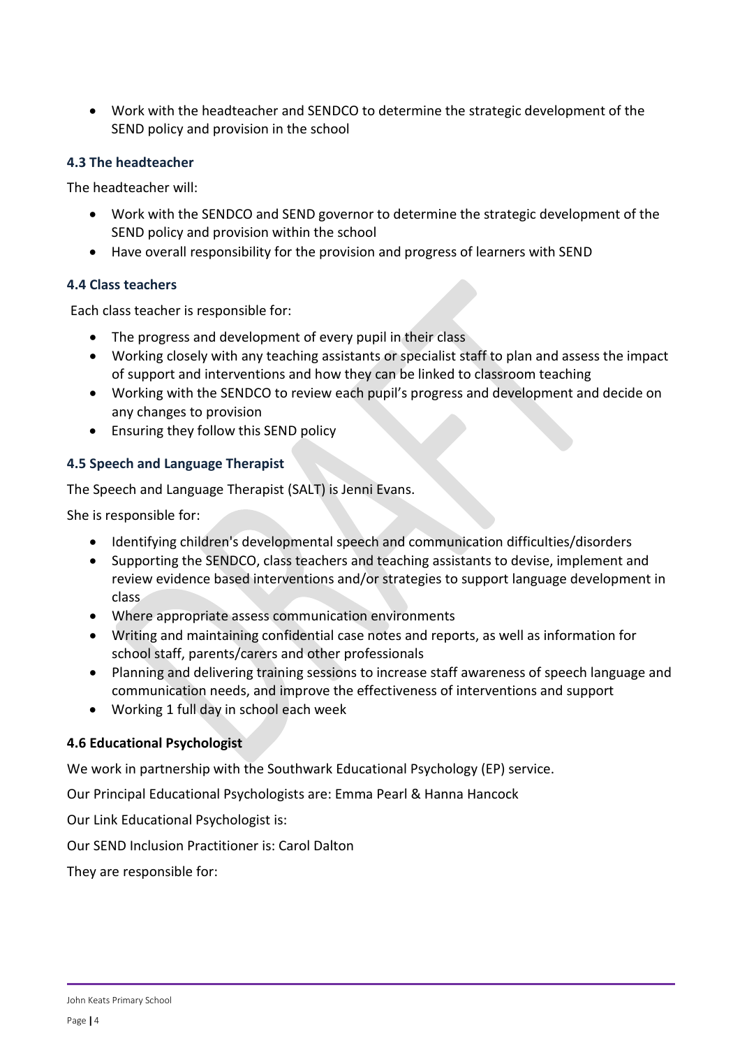- Work with the headteacher and SENDCO to determine the strategic development of the SEND policy and provision in the school

### 4.3 The headteacher

The headteacher will:

- Work with the SENDCO and SEND governor to determine the strategic development of the SEND policy and provision within the school
- Have overall responsibility for the provision and progress of learners with SEND

### 4.4 Class teachers

Each class teacher is responsible for:

- The progress and development of every pupil in their class
- Working closely with any teaching assistants or specialist staff to plan and assess the impact of support and interventions and how they can be linked to classroom teaching
- Working with the SENDCO to review each pupil's progress and development and decide on any changes to provision
- Ensuring they follow this SEND policy

### 4.5 Speech and Language Therapist

The Speech and Language Therapist (SALT) is Jenni Evans.

She is responsible for:

- Identifying children's developmental speech and communication difficulties/disorders
- Supporting the SENDCO, class teachers and teaching assistants to devise, implement and review evidence based interventions and/or strategies to support language development in class
- Where appropriate assess communication environments
- Writing and maintaining confidential case notes and reports, as well as information for school staff, parents/carers and other professionals
- Planning and delivering training sessions to increase staff awareness of speech language and communication needs, and improve the effectiveness of interventions and support
- Working 1 full day in school each week

### 4.6 Educational Psychologist

We work in partnership with the Southwark Educational Psychology (EP) service.

Our Principal Educational Psychologists are: Emma Pearl & Hanna Hancock

Our Link Educational Psychologist is:

Our SEND Inclusion Practitioner is: Carol Dalton

They are responsible for: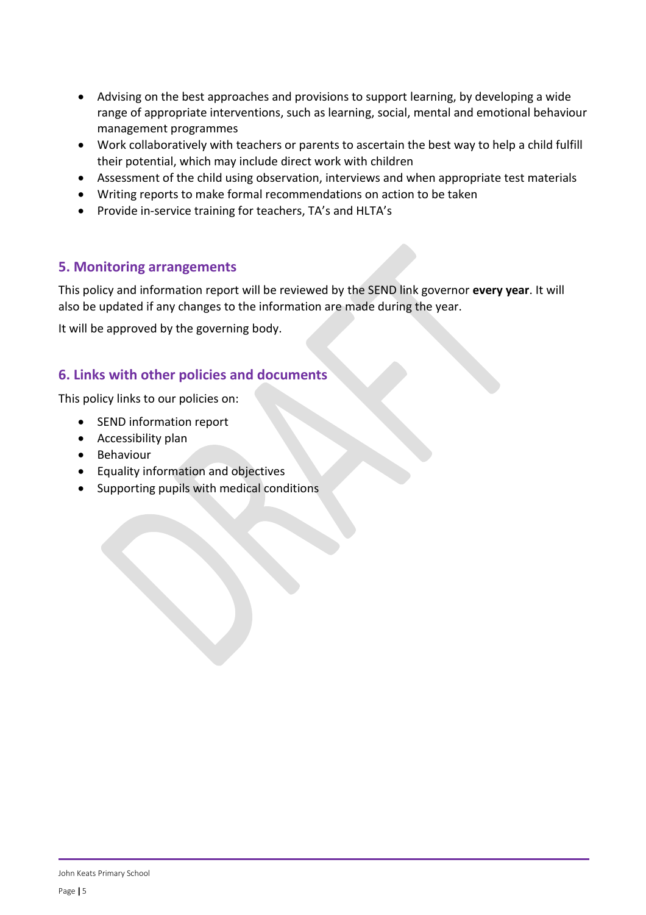- Advising on the best approaches and provisions to support learning, by developing a wide range of appropriate interventions, such as learning, social, mental and emotional behaviour management programmes
- Work collaboratively with teachers or parents to ascertain the best way to help a child fulfill their potential, which may include direct work with children
- Assessment of the child using observation, interviews and when appropriate test materials
- Writing reports to make formal recommendations on action to be taken
- Provide in-service training for teachers, TA's and HLTA's

## 5. Monitoring arrangements

This policy and information report will be reviewed by the SEND link governor **every year**. It will also be updated if any changes to the information are made during the year.

It will be approved by the governing body.

## 6. Links with other policies and documents

This policy links to our policies on:

- SEND information report
- Accessibility plan
- Behaviour
- Equality information and objectives
- Supporting pupils with medical conditions